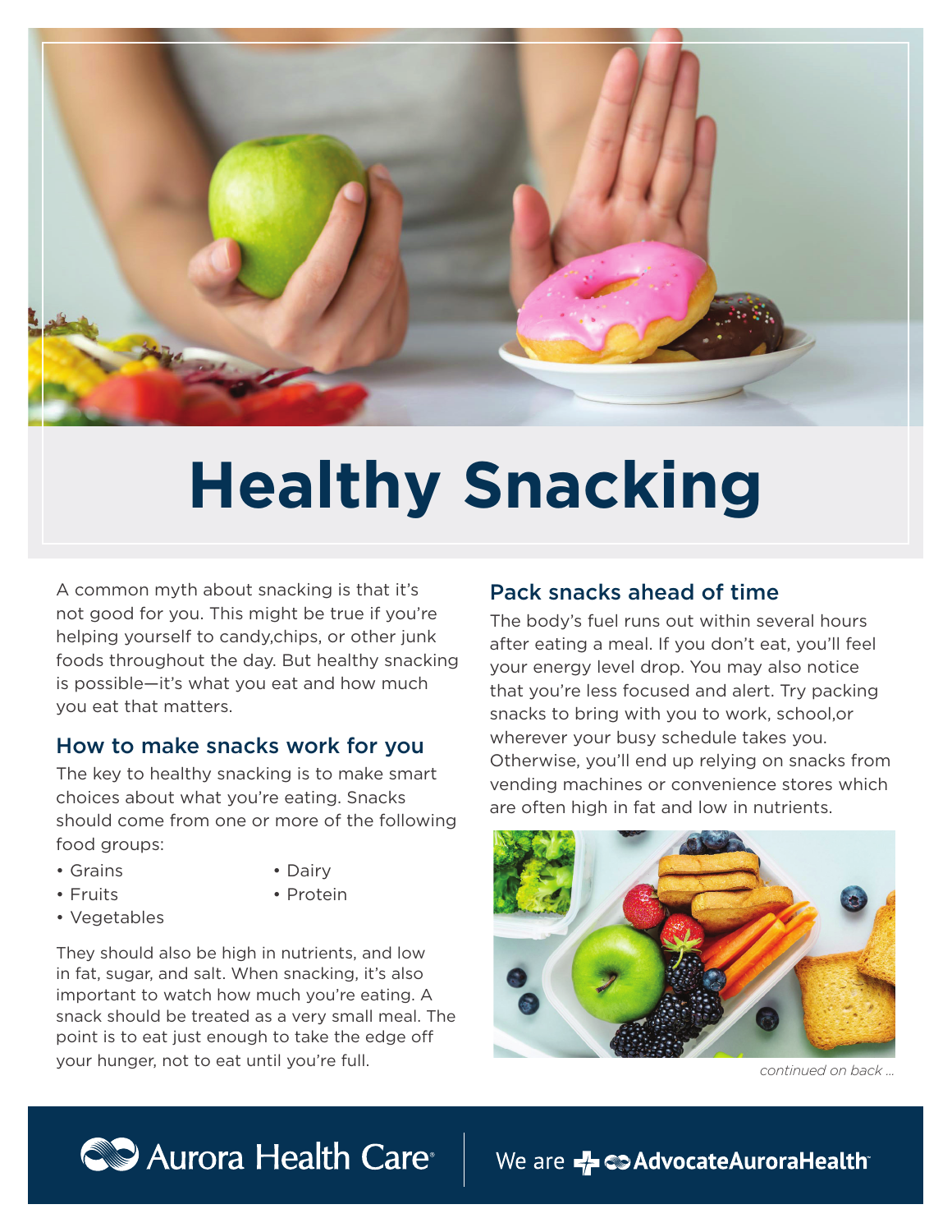# Healthy Snacking

A common myth about snacking is that it's not good for you. This might be true if you're helping yourself to candy,chips, or other junk foods throughout the day. But healthy snacking is possible—it's what you eat and how much you eat that matters.

## How to make snacks work for you

The key to healthy snacking is to make smart choices about what you're eating. Snacks should come from one or more of the following food groups:

- Grains
- Fruits
- Vegetables
- Dairy
- Protein

They should also be high in nutrients, and low in fat, sugar, and salt. When snacking, it's also important to watch how much you're eating. A snack should be treated as a very small meal. The point is to eat just enough to take the edge off your hunger, not to eat until you're full.

## Pack snacks ahead of time

The body's fuel runs out within several hours after eating a meal. If you don't eat, you'll feel your energy level drop. You may also notice that you're less focused and alert. Try packing snacks to bring with you to work, school,or wherever your busy schedule takes you. Otherwise, you'll end up relying on snacks from vending machines or convenience stores which are often high in fat and low in nutrients.

*continued on back ...*

Aurora Health Care® | We are AdvocateAuroraHealth™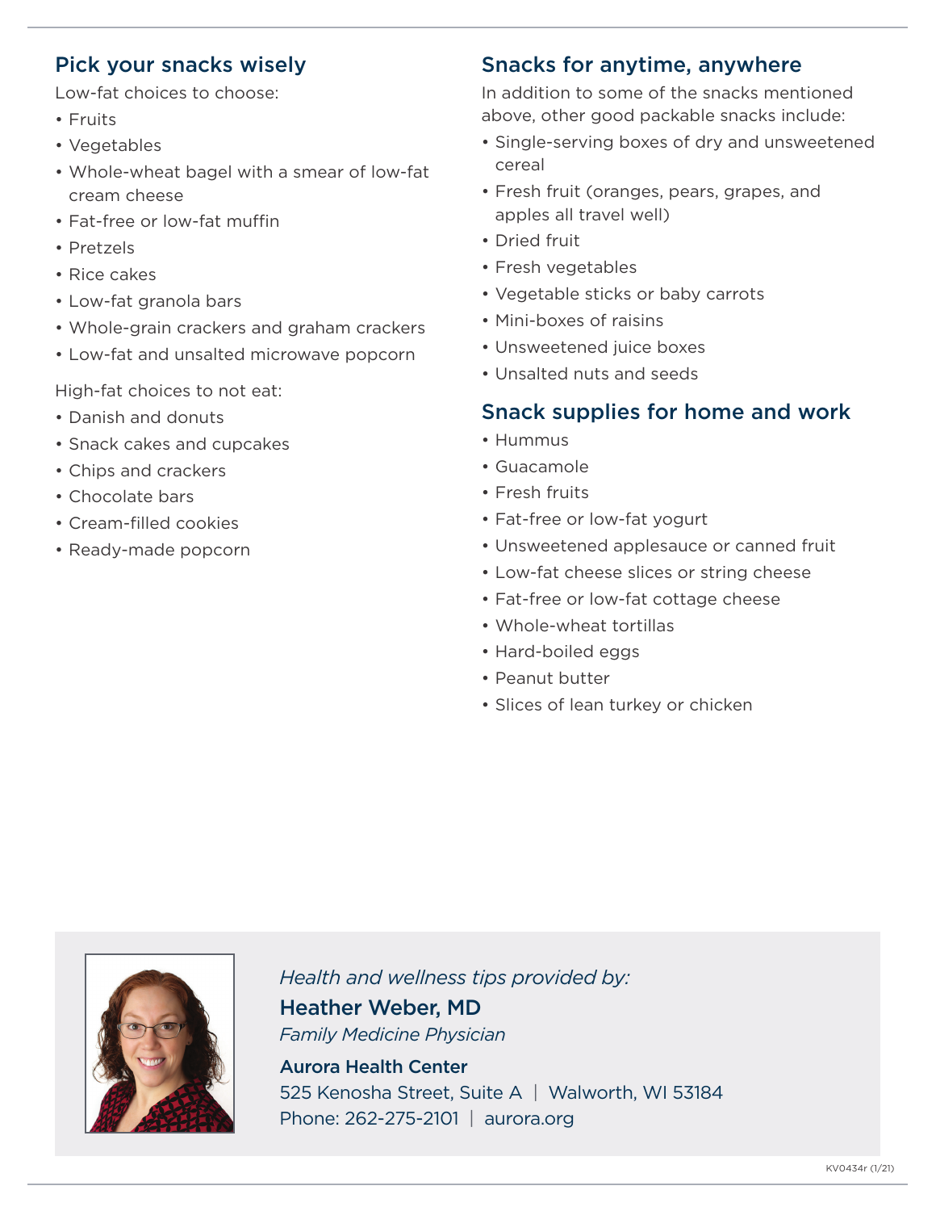## Pick your snacks wisely

Low-fat choices to choose:

- Fruits
- Vegetables
- Whole-wheat bagel with a smear of low-fat cream cheese
- Fat-free or low-fat muffin
- Pretzels
- Rice cakes
- Low-fat granola bars
- Whole-grain crackers and graham crackers
- Low-fat and unsalted microwave popcorn

High-fat choices to not eat:

- Danish and donuts
- Snack cakes and cupcakes
- Chips and crackers
- Chocolate bars
- Cream-filled cookies
- Ready-made popcorn

## Snacks for anytime, anywhere

In addition to some of the snacks mentioned above, other good packable snacks include:

- Single-serving boxes of dry and unsweetened cereal
- Fresh fruit (oranges, pears, grapes, and apples all travel well)
- Dried fruit
- Fresh vegetables
- Vegetable sticks or baby carrots
- Mini-boxes of raisins
- Unsweetened juice boxes
- Unsalted nuts and seeds

## Snack supplies for home and work

- Hummus
- Guacamole
- Fresh fruits
- Fat-free or low-fat yogurt
- Unsweetened applesauce or canned fruit
- Low-fat cheese slices or string cheese
- Fat-free or low-fat cottage cheese
- Whole-wheat tortillas
- Hard-boiled eggs
- Peanut butter
- Slices of lean turkey or chicken

*Health and wellness tips provided by:*

**Heather Weber, MD**

*Family Medicine Physician*

**Aurora Health Center**

525 Kenosha Street, Suite A | Walworth, WI 53184

Phone: 262-275-2101 | aurora.org

KV0434r (1/21)